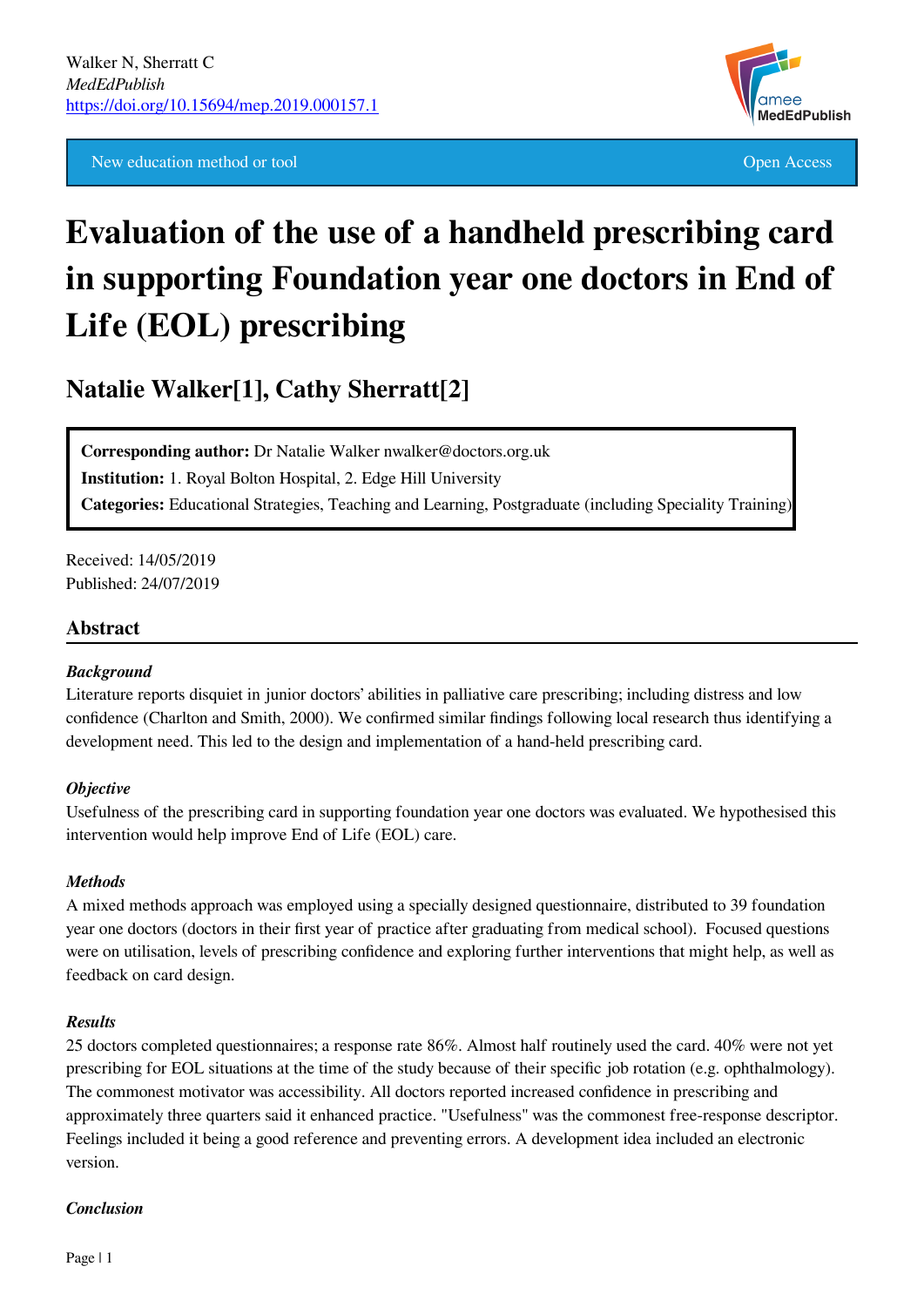Walker N, Sherratt C
*MedEdPublish*
https://doi.org/10.15694/mep.2019.000157.1

New education method or tool — Open Access

# Evaluation of the use of a handheld prescribing card in supporting Foundation year one doctors in End of Life (EOL) prescribing

## Natalie Walker[1], Cathy Sherratt[2]

**Corresponding author:** Dr Natalie Walker nwalker@doctors.org.uk
**Institution:** 1. Royal Bolton Hospital, 2. Edge Hill University
**Categories:** Educational Strategies, Teaching and Learning, Postgraduate (including Speciality Training)

Received: 14/05/2019
Published: 24/07/2019

## Abstract

### *Background*

Literature reports disquiet in junior doctors' abilities in palliative care prescribing; including distress and low confidence (Charlton and Smith, 2000). We confirmed similar findings following local research thus identifying a development need. This led to the design and implementation of a hand-held prescribing card.

### *Objective*

Usefulness of the prescribing card in supporting foundation year one doctors was evaluated. We hypothesised this intervention would help improve End of Life (EOL) care.

### *Methods*

A mixed methods approach was employed using a specially designed questionnaire, distributed to 39 foundation year one doctors (doctors in their first year of practice after graduating from medical school). Focused questions were on utilisation, levels of prescribing confidence and exploring further interventions that might help, as well as feedback on card design.

### *Results*

25 doctors completed questionnaires; a response rate 86%. Almost half routinely used the card. 40% were not yet prescribing for EOL situations at the time of the study because of their specific job rotation (e.g. ophthalmology). The commonest motivator was accessibility. All doctors reported increased confidence in prescribing and approximately three quarters said it enhanced practice. "Usefulness" was the commonest free-response descriptor. Feelings included it being a good reference and preventing errors. A development idea included an electronic version.

### *Conclusion*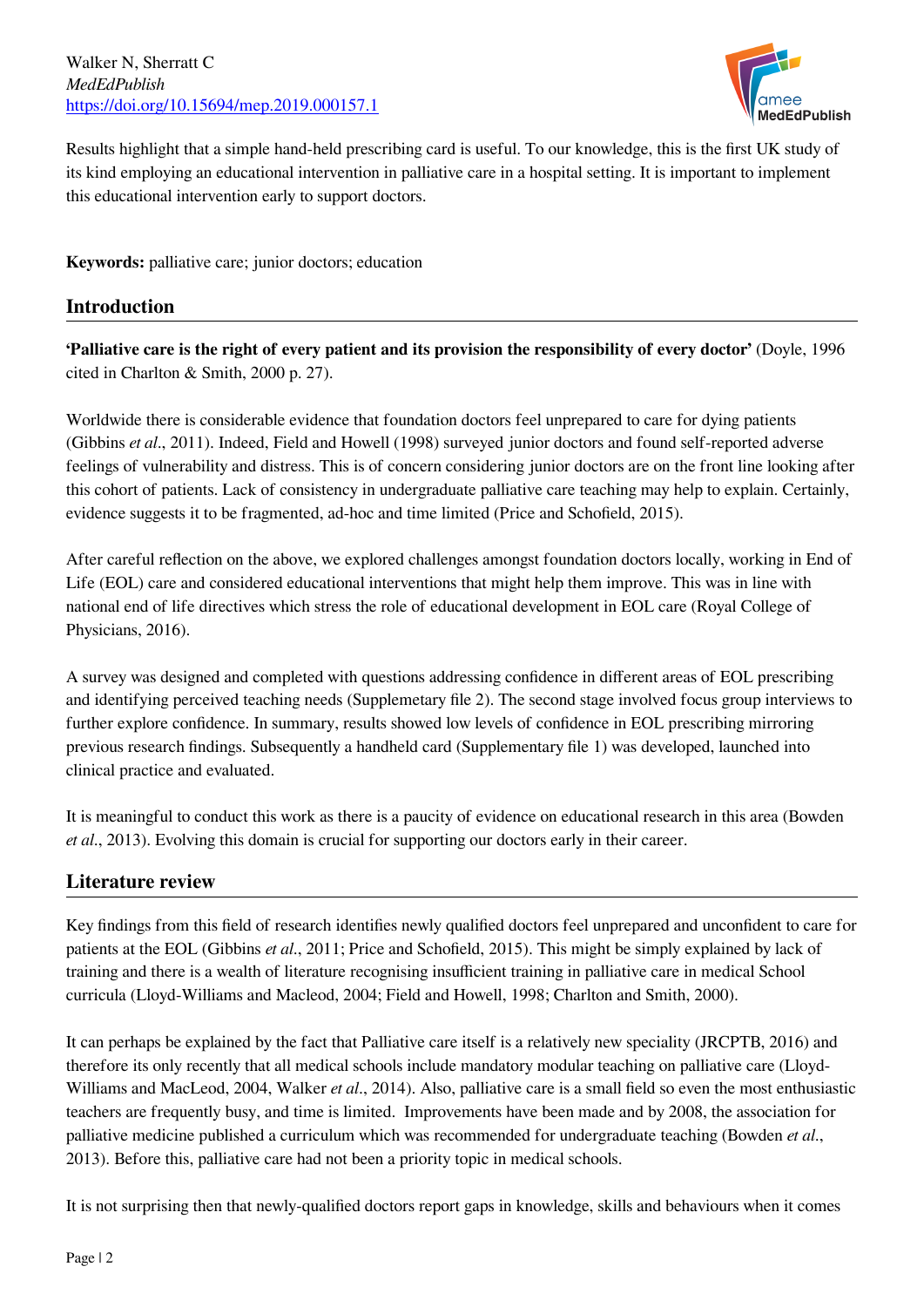Results highlight that a simple hand-held prescribing card is useful. To our knowledge, this is the first UK study of its kind employing an educational intervention in palliative care in a hospital setting. It is important to implement this educational intervention early to support doctors.

**Keywords:** palliative care; junior doctors; education

## Introduction

**'Palliative care is the right of every patient and its provision the responsibility of every doctor'** (Doyle, 1996 cited in Charlton & Smith, 2000 p. 27).

Worldwide there is considerable evidence that foundation doctors feel unprepared to care for dying patients (Gibbins *et al*., 2011). Indeed, Field and Howell (1998) surveyed junior doctors and found self-reported adverse feelings of vulnerability and distress. This is of concern considering junior doctors are on the front line looking after this cohort of patients. Lack of consistency in undergraduate palliative care teaching may help to explain. Certainly, evidence suggests it to be fragmented, ad-hoc and time limited (Price and Schofield, 2015).

After careful reflection on the above, we explored challenges amongst foundation doctors locally, working in End of Life (EOL) care and considered educational interventions that might help them improve. This was in line with national end of life directives which stress the role of educational development in EOL care (Royal College of Physicians, 2016).

A survey was designed and completed with questions addressing confidence in different areas of EOL prescribing and identifying perceived teaching needs (Supplemetary file 2). The second stage involved focus group interviews to further explore confidence. In summary, results showed low levels of confidence in EOL prescribing mirroring previous research findings. Subsequently a handheld card (Supplementary file 1) was developed, launched into clinical practice and evaluated.

It is meaningful to conduct this work as there is a paucity of evidence on educational research in this area (Bowden *et al*., 2013). Evolving this domain is crucial for supporting our doctors early in their career.

## Literature review

Key findings from this field of research identifies newly qualified doctors feel unprepared and unconfident to care for patients at the EOL (Gibbins *et al*., 2011; Price and Schofield, 2015). This might be simply explained by lack of training and there is a wealth of literature recognising insufficient training in palliative care in medical School curricula (Lloyd-Williams and Macleod, 2004; Field and Howell, 1998; Charlton and Smith, 2000).

It can perhaps be explained by the fact that Palliative care itself is a relatively new speciality (JRCPTB, 2016) and therefore its only recently that all medical schools include mandatory modular teaching on palliative care (Lloyd-Williams and MacLeod, 2004, Walker *et al*., 2014). Also, palliative care is a small field so even the most enthusiastic teachers are frequently busy, and time is limited. Improvements have been made and by 2008, the association for palliative medicine published a curriculum which was recommended for undergraduate teaching (Bowden *et al*., 2013). Before this, palliative care had not been a priority topic in medical schools.

It is not surprising then that newly-qualified doctors report gaps in knowledge, skills and behaviours when it comes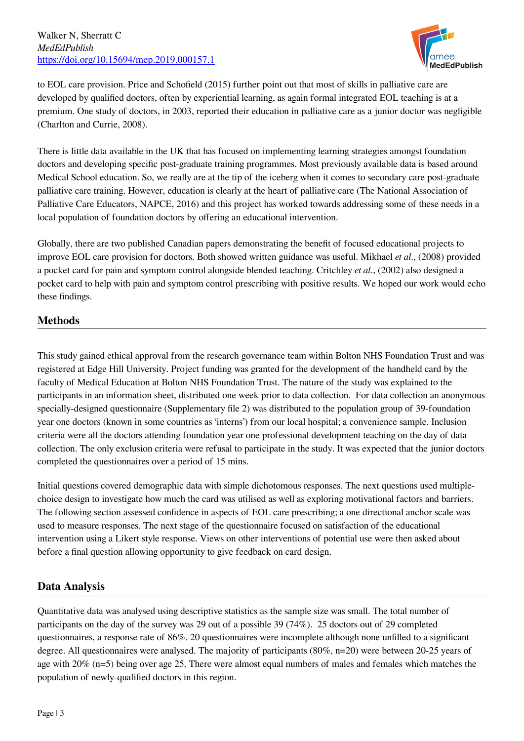to EOL care provision. Price and Schofield (2015) further point out that most of skills in palliative care are developed by qualified doctors, often by experiential learning, as again formal integrated EOL teaching is at a premium. One study of doctors, in 2003, reported their education in palliative care as a junior doctor was negligible (Charlton and Currie, 2008).

There is little data available in the UK that has focused on implementing learning strategies amongst foundation doctors and developing specific post-graduate training programmes. Most previously available data is based around Medical School education. So, we really are at the tip of the iceberg when it comes to secondary care post-graduate palliative care training. However, education is clearly at the heart of palliative care (The National Association of Palliative Care Educators, NAPCE, 2016) and this project has worked towards addressing some of these needs in a local population of foundation doctors by offering an educational intervention.

Globally, there are two published Canadian papers demonstrating the benefit of focused educational projects to improve EOL care provision for doctors. Both showed written guidance was useful. Mikhael *et al*., (2008) provided a pocket card for pain and symptom control alongside blended teaching. Critchley *et al*., (2002) also designed a pocket card to help with pain and symptom control prescribing with positive results. We hoped our work would echo these findings.

## Methods

This study gained ethical approval from the research governance team within Bolton NHS Foundation Trust and was registered at Edge Hill University. Project funding was granted for the development of the handheld card by the faculty of Medical Education at Bolton NHS Foundation Trust. The nature of the study was explained to the participants in an information sheet, distributed one week prior to data collection. For data collection an anonymous specially-designed questionnaire (Supplementary file 2) was distributed to the population group of 39-foundation year one doctors (known in some countries as 'interns') from our local hospital; a convenience sample. Inclusion criteria were all the doctors attending foundation year one professional development teaching on the day of data collection. The only exclusion criteria were refusal to participate in the study. It was expected that the junior doctors completed the questionnaires over a period of 15 mins.

Initial questions covered demographic data with simple dichotomous responses. The next questions used multiple-choice design to investigate how much the card was utilised as well as exploring motivational factors and barriers. The following section assessed confidence in aspects of EOL care prescribing; a one directional anchor scale was used to measure responses. The next stage of the questionnaire focused on satisfaction of the educational intervention using a Likert style response. Views on other interventions of potential use were then asked about before a final question allowing opportunity to give feedback on card design.

## Data Analysis

Quantitative data was analysed using descriptive statistics as the sample size was small. The total number of participants on the day of the survey was 29 out of a possible 39 (74%). 25 doctors out of 29 completed questionnaires, a response rate of 86%. 20 questionnaires were incomplete although none unfilled to a significant degree. All questionnaires were analysed. The majority of participants (80%, n=20) were between 20-25 years of age with 20% (n=5) being over age 25. There were almost equal numbers of males and females which matches the population of newly-qualified doctors in this region.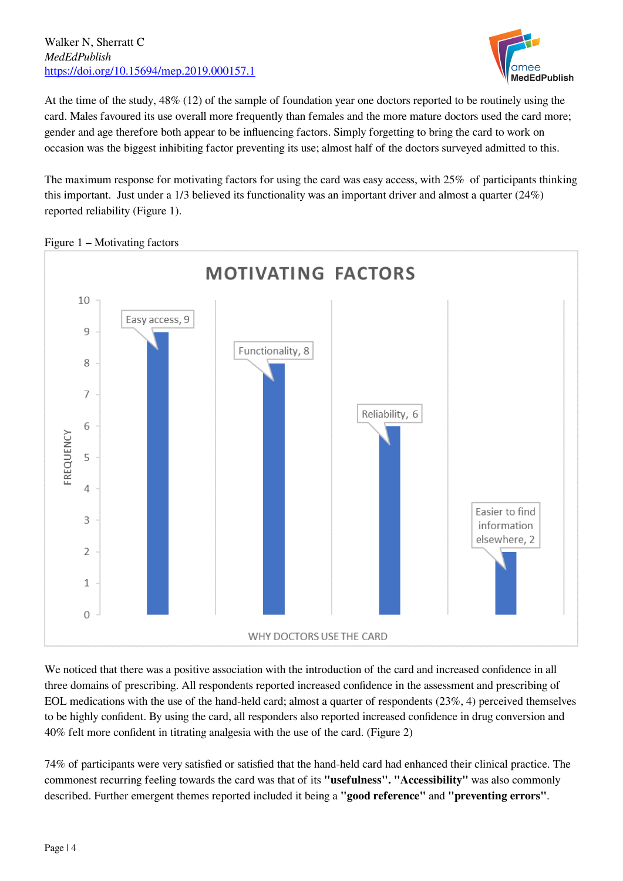At the time of the study, 48% (12) of the sample of foundation year one doctors reported to be routinely using the card. Males favoured its use overall more frequently than females and the more mature doctors used the card more; gender and age therefore both appear to be influencing factors. Simply forgetting to bring the card to work on occasion was the biggest inhibiting factor preventing its use; almost half of the doctors surveyed admitted to this.

The maximum response for motivating factors for using the card was easy access, with 25% of participants thinking this important. Just under a 1/3 believed its functionality was an important driver and almost a quarter (24%) reported reliability (Figure 1).

Figure 1 – Motivating factors

We noticed that there was a positive association with the introduction of the card and increased confidence in all three domains of prescribing. All respondents reported increased confidence in the assessment and prescribing of EOL medications with the use of the hand-held card; almost a quarter of respondents (23%, 4) perceived themselves to be highly confident. By using the card, all responders also reported increased confidence in drug conversion and 40% felt more confident in titrating analgesia with the use of the card. (Figure 2)

74% of participants were very satisfied or satisfied that the hand-held card had enhanced their clinical practice. The commonest recurring feeling towards the card was that of its **"usefulness". "Accessibility"** was also commonly described. Further emergent themes reported included it being a **"good reference"** and **"preventing errors"**.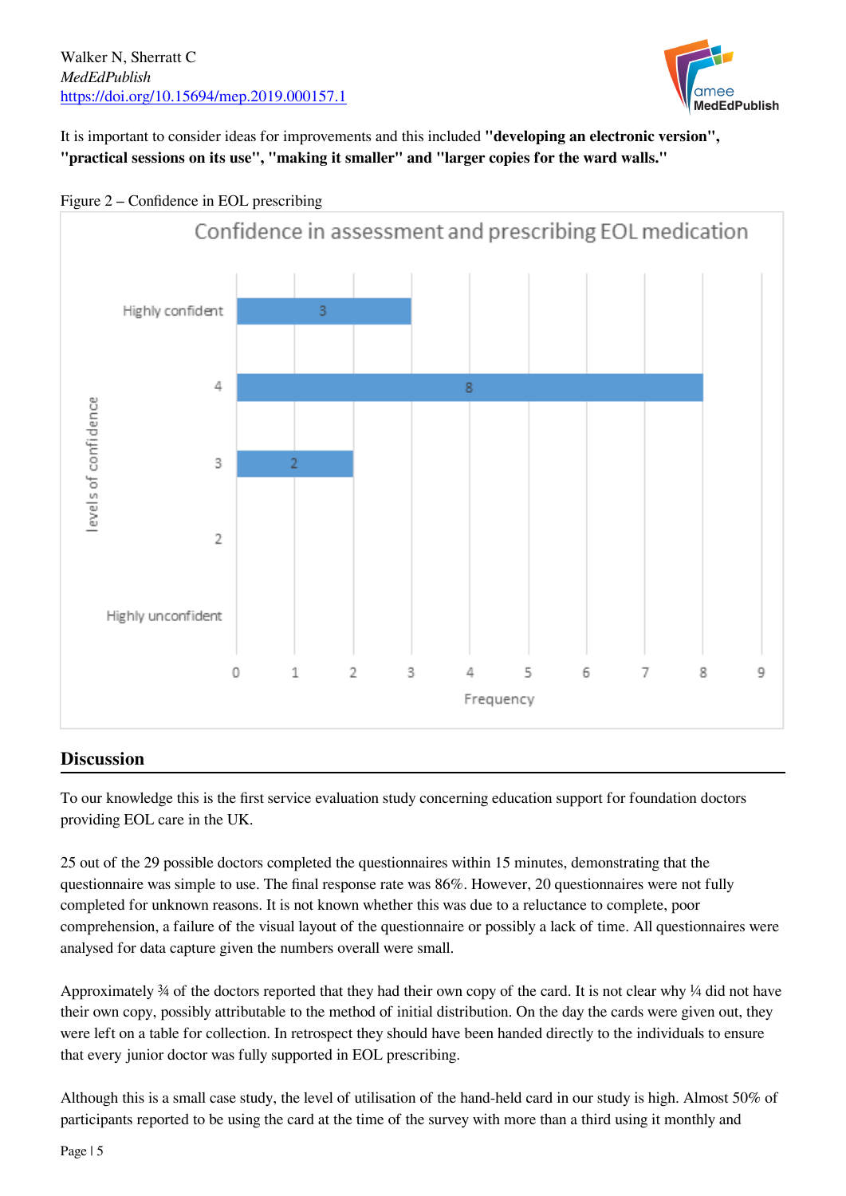It is important to consider ideas for improvements and this included **"developing an electronic version", "practical sessions on its use", "making it smaller"** and **"larger copies for the ward walls."**

Figure 2 – Confidence in EOL prescribing

Confidence in assessment and prescribing EOL medication

| levels of confidence | Frequency |
|---|---|
| Highly confident | 3 |
| 4 | 8 |
| 3 | 2 |
| 2 | |
| Highly unconfident | |

## Discussion

To our knowledge this is the first service evaluation study concerning education support for foundation doctors providing EOL care in the UK.

25 out of the 29 possible doctors completed the questionnaires within 15 minutes, demonstrating that the questionnaire was simple to use. The final response rate was 86%. However, 20 questionnaires were not fully completed for unknown reasons. It is not known whether this was due to a reluctance to complete, poor comprehension, a failure of the visual layout of the questionnaire or possibly a lack of time. All questionnaires were analysed for data capture given the numbers overall were small.

Approximately ¾ of the doctors reported that they had their own copy of the card. It is not clear why ¼ did not have their own copy, possibly attributable to the method of initial distribution. On the day the cards were given out, they were left on a table for collection. In retrospect they should have been handed directly to the individuals to ensure that every junior doctor was fully supported in EOL prescribing.

Although this is a small case study, the level of utilisation of the hand-held card in our study is high. Almost 50% of participants reported to be using the card at the time of the survey with more than a third using it monthly and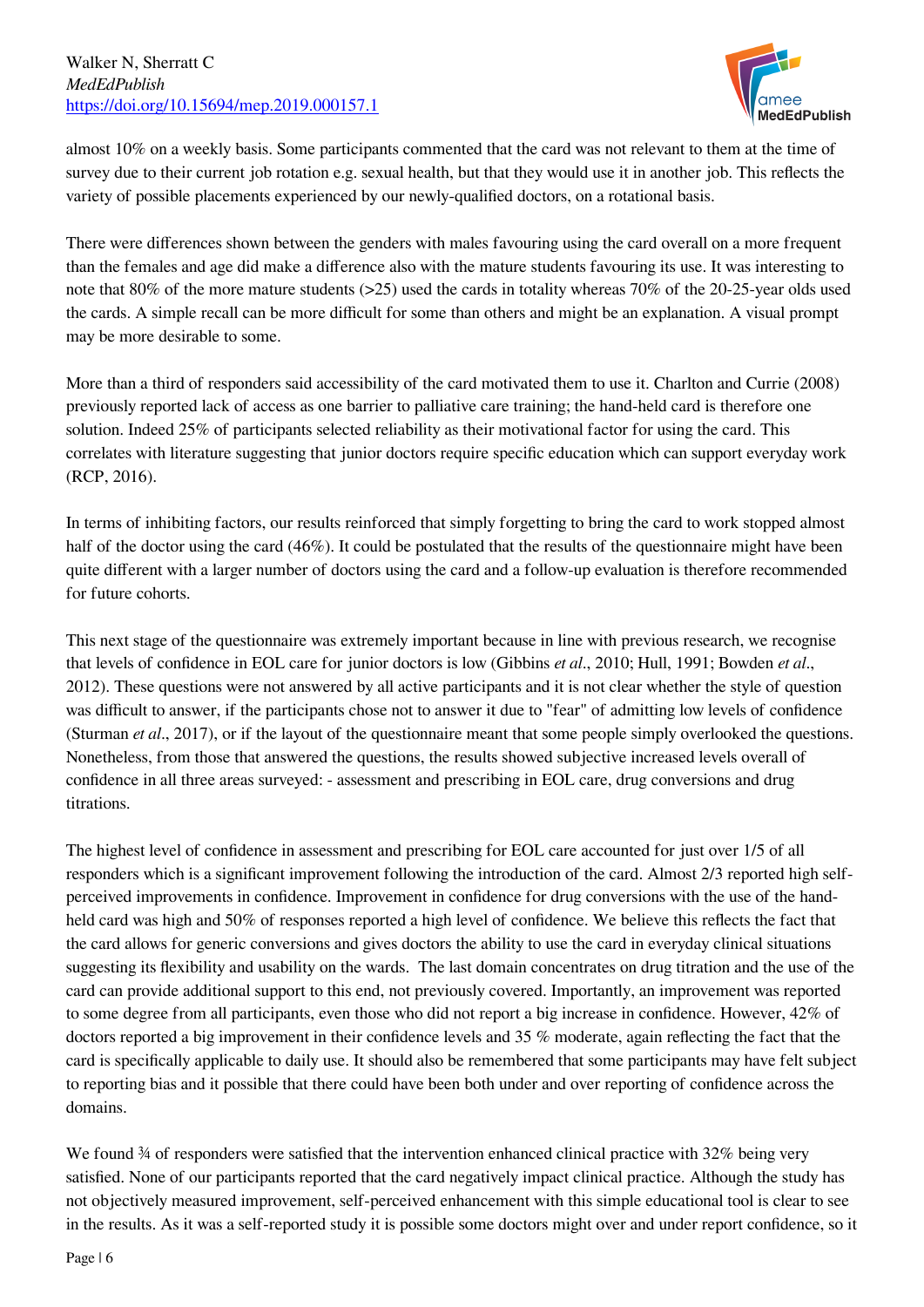almost 10% on a weekly basis. Some participants commented that the card was not relevant to them at the time of survey due to their current job rotation e.g. sexual health, but that they would use it in another job. This reflects the variety of possible placements experienced by our newly-qualified doctors, on a rotational basis.

There were differences shown between the genders with males favouring using the card overall on a more frequent than the females and age did make a difference also with the mature students favouring its use. It was interesting to note that 80% of the more mature students (>25) used the cards in totality whereas 70% of the 20-25-year olds used the cards. A simple recall can be more difficult for some than others and might be an explanation. A visual prompt may be more desirable to some.

More than a third of responders said accessibility of the card motivated them to use it. Charlton and Currie (2008) previously reported lack of access as one barrier to palliative care training; the hand-held card is therefore one solution. Indeed 25% of participants selected reliability as their motivational factor for using the card. This correlates with literature suggesting that junior doctors require specific education which can support everyday work (RCP, 2016).

In terms of inhibiting factors, our results reinforced that simply forgetting to bring the card to work stopped almost half of the doctor using the card (46%). It could be postulated that the results of the questionnaire might have been quite different with a larger number of doctors using the card and a follow-up evaluation is therefore recommended for future cohorts.

This next stage of the questionnaire was extremely important because in line with previous research, we recognise that levels of confidence in EOL care for junior doctors is low (Gibbins *et al*., 2010; Hull, 1991; Bowden *et al*., 2012). These questions were not answered by all active participants and it is not clear whether the style of question was difficult to answer, if the participants chose not to answer it due to "fear" of admitting low levels of confidence (Sturman *et al*., 2017), or if the layout of the questionnaire meant that some people simply overlooked the questions. Nonetheless, from those that answered the questions, the results showed subjective increased levels overall of confidence in all three areas surveyed: - assessment and prescribing in EOL care, drug conversions and drug titrations.

The highest level of confidence in assessment and prescribing for EOL care accounted for just over 1/5 of all responders which is a significant improvement following the introduction of the card. Almost 2/3 reported high self-perceived improvements in confidence. Improvement in confidence for drug conversions with the use of the hand-held card was high and 50% of responses reported a high level of confidence. We believe this reflects the fact that the card allows for generic conversions and gives doctors the ability to use the card in everyday clinical situations suggesting its flexibility and usability on the wards. The last domain concentrates on drug titration and the use of the card can provide additional support to this end, not previously covered. Importantly, an improvement was reported to some degree from all participants, even those who did not report a big increase in confidence. However, 42% of doctors reported a big improvement in their confidence levels and 35 % moderate, again reflecting the fact that the card is specifically applicable to daily use. It should also be remembered that some participants may have felt subject to reporting bias and it possible that there could have been both under and over reporting of confidence across the domains.

We found ¾ of responders were satisfied that the intervention enhanced clinical practice with 32% being very satisfied. None of our participants reported that the card negatively impact clinical practice. Although the study has not objectively measured improvement, self-perceived enhancement with this simple educational tool is clear to see in the results. As it was a self-reported study it is possible some doctors might over and under report confidence, so it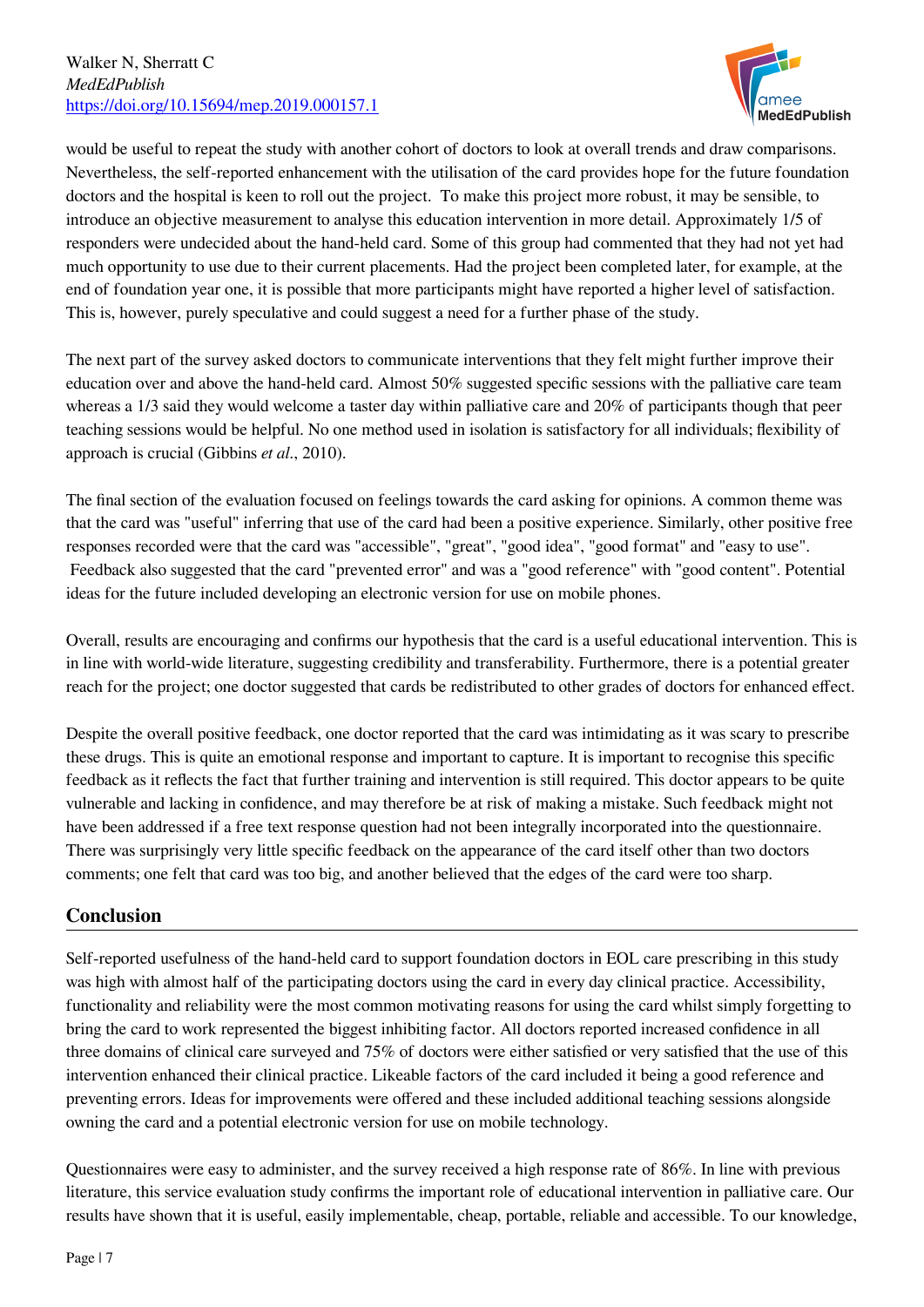would be useful to repeat the study with another cohort of doctors to look at overall trends and draw comparisons. Nevertheless, the self-reported enhancement with the utilisation of the card provides hope for the future foundation doctors and the hospital is keen to roll out the project. To make this project more robust, it may be sensible, to introduce an objective measurement to analyse this education intervention in more detail. Approximately 1/5 of responders were undecided about the hand-held card. Some of this group had commented that they had not yet had much opportunity to use due to their current placements. Had the project been completed later, for example, at the end of foundation year one, it is possible that more participants might have reported a higher level of satisfaction. This is, however, purely speculative and could suggest a need for a further phase of the study.

The next part of the survey asked doctors to communicate interventions that they felt might further improve their education over and above the hand-held card. Almost 50% suggested specific sessions with the palliative care team whereas a 1/3 said they would welcome a taster day within palliative care and 20% of participants though that peer teaching sessions would be helpful. No one method used in isolation is satisfactory for all individuals; flexibility of approach is crucial (Gibbins *et al*., 2010).

The final section of the evaluation focused on feelings towards the card asking for opinions. A common theme was that the card was "useful" inferring that use of the card had been a positive experience. Similarly, other positive free responses recorded were that the card was "accessible", "great", "good idea", "good format" and "easy to use". Feedback also suggested that the card "prevented error" and was a "good reference" with "good content". Potential ideas for the future included developing an electronic version for use on mobile phones.

Overall, results are encouraging and confirms our hypothesis that the card is a useful educational intervention. This is in line with world-wide literature, suggesting credibility and transferability. Furthermore, there is a potential greater reach for the project; one doctor suggested that cards be redistributed to other grades of doctors for enhanced effect.

Despite the overall positive feedback, one doctor reported that the card was intimidating as it was scary to prescribe these drugs. This is quite an emotional response and important to capture. It is important to recognise this specific feedback as it reflects the fact that further training and intervention is still required. This doctor appears to be quite vulnerable and lacking in confidence, and may therefore be at risk of making a mistake. Such feedback might not have been addressed if a free text response question had not been integrally incorporated into the questionnaire. There was surprisingly very little specific feedback on the appearance of the card itself other than two doctors comments; one felt that card was too big, and another believed that the edges of the card were too sharp.

## Conclusion

Self-reported usefulness of the hand-held card to support foundation doctors in EOL care prescribing in this study was high with almost half of the participating doctors using the card in every day clinical practice. Accessibility, functionality and reliability were the most common motivating reasons for using the card whilst simply forgetting to bring the card to work represented the biggest inhibiting factor. All doctors reported increased confidence in all three domains of clinical care surveyed and 75% of doctors were either satisfied or very satisfied that the use of this intervention enhanced their clinical practice. Likeable factors of the card included it being a good reference and preventing errors. Ideas for improvements were offered and these included additional teaching sessions alongside owning the card and a potential electronic version for use on mobile technology.

Questionnaires were easy to administer, and the survey received a high response rate of 86%. In line with previous literature, this service evaluation study confirms the important role of educational intervention in palliative care. Our results have shown that it is useful, easily implementable, cheap, portable, reliable and accessible. To our knowledge,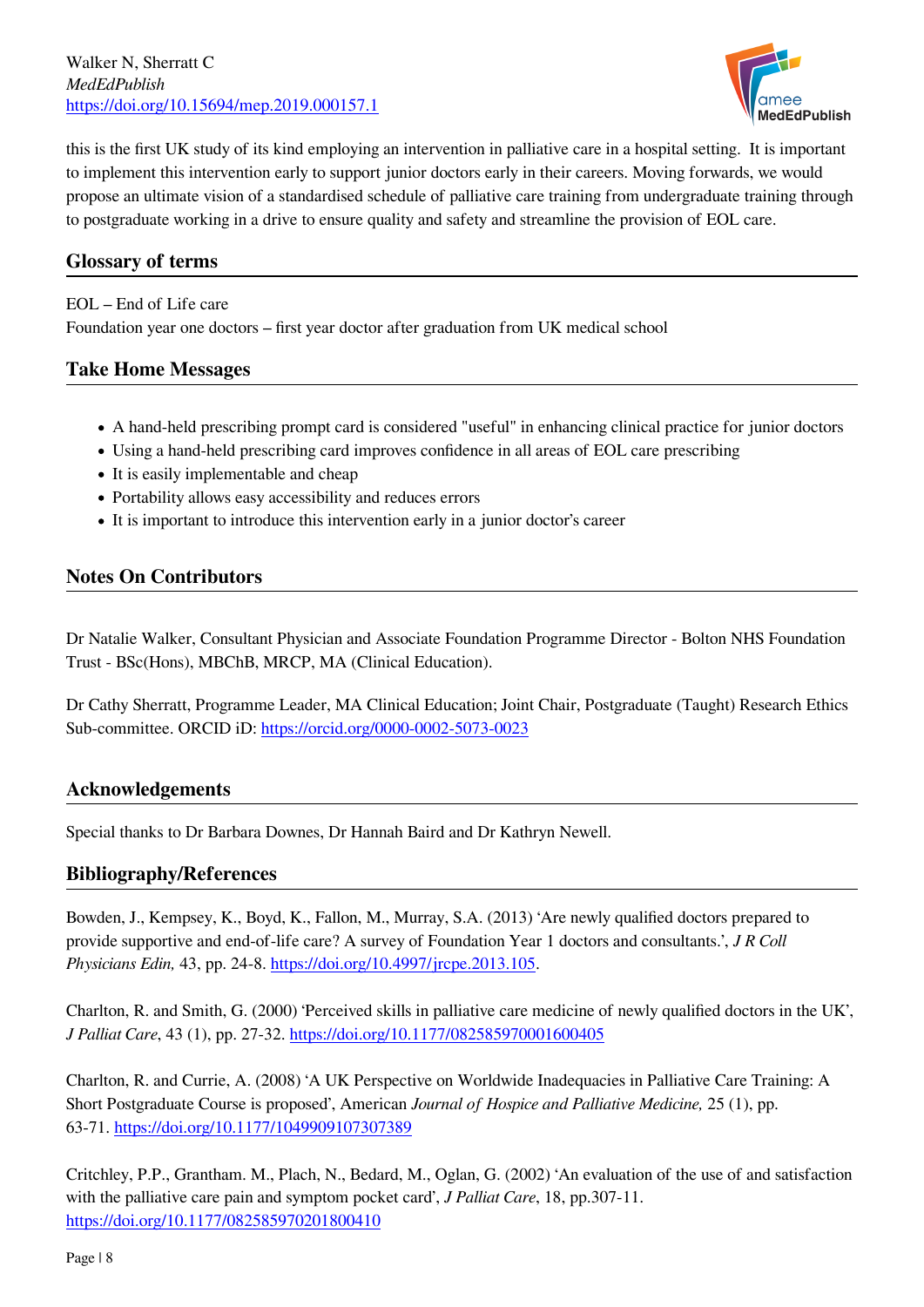this is the first UK study of its kind employing an intervention in palliative care in a hospital setting. It is important to implement this intervention early to support junior doctors early in their careers. Moving forwards, we would propose an ultimate vision of a standardised schedule of palliative care training from undergraduate training through to postgraduate working in a drive to ensure quality and safety and streamline the provision of EOL care.

## Glossary of terms

EOL – End of Life care
Foundation year one doctors – first year doctor after graduation from UK medical school

## Take Home Messages

- A hand-held prescribing prompt card is considered "useful" in enhancing clinical practice for junior doctors
- Using a hand-held prescribing card improves confidence in all areas of EOL care prescribing
- It is easily implementable and cheap
- Portability allows easy accessibility and reduces errors
- It is important to introduce this intervention early in a junior doctor's career

## Notes On Contributors

Dr Natalie Walker, Consultant Physician and Associate Foundation Programme Director - Bolton NHS Foundation Trust - BSc(Hons), MBChB, MRCP, MA (Clinical Education).

Dr Cathy Sherratt, Programme Leader, MA Clinical Education; Joint Chair, Postgraduate (Taught) Research Ethics Sub-committee. ORCID iD: https://orcid.org/0000-0002-5073-0023

## Acknowledgements

Special thanks to Dr Barbara Downes, Dr Hannah Baird and Dr Kathryn Newell.

## Bibliography/References

Bowden, J., Kempsey, K., Boyd, K., Fallon, M., Murray, S.A. (2013) 'Are newly qualified doctors prepared to provide supportive and end-of-life care? A survey of Foundation Year 1 doctors and consultants.', *J R Coll Physicians Edin,* 43, pp. 24-8. https://doi.org/10.4997/jrcpe.2013.105.

Charlton, R. and Smith, G. (2000) 'Perceived skills in palliative care medicine of newly qualified doctors in the UK', *J Palliat Care*, 43 (1), pp. 27-32. https://doi.org/10.1177/082585970001600405

Charlton, R. and Currie, A. (2008) 'A UK Perspective on Worldwide Inadequacies in Palliative Care Training: A Short Postgraduate Course is proposed', American *Journal of Hospice and Palliative Medicine,* 25 (1), pp. 63-71. https://doi.org/10.1177/1049909107307389

Critchley, P.P., Grantham. M., Plach, N., Bedard, M., Oglan, G. (2002) 'An evaluation of the use of and satisfaction with the palliative care pain and symptom pocket card', *J Palliat Care*, 18, pp.307-11. https://doi.org/10.1177/082585970201800410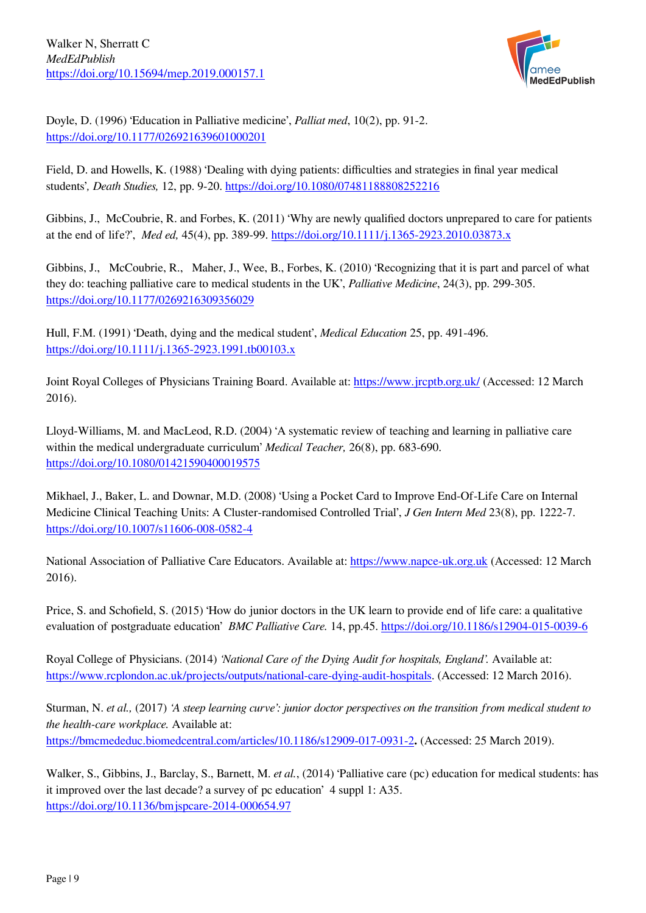Doyle, D. (1996) 'Education in Palliative medicine', *Palliat med*, 10(2), pp. 91-2. https://doi.org/10.1177/026921639601000201

Field, D. and Howells, K. (1988) 'Dealing with dying patients: difficulties and strategies in final year medical students', *Death Studies,* 12, pp. 9-20. https://doi.org/10.1080/07481188808252216

Gibbins, J., McCoubrie, R. and Forbes, K. (2011) 'Why are newly qualified doctors unprepared to care for patients at the end of life?', *Med ed,* 45(4), pp. 389-99. https://doi.org/10.1111/j.1365-2923.2010.03873.x

Gibbins, J., McCoubrie, R., Maher, J., Wee, B., Forbes, K. (2010) 'Recognizing that it is part and parcel of what they do: teaching palliative care to medical students in the UK', *Palliative Medicine*, 24(3), pp. 299-305. https://doi.org/10.1177/0269216309356029

Hull, F.M. (1991) 'Death, dying and the medical student', *Medical Education* 25, pp. 491-496. https://doi.org/10.1111/j.1365-2923.1991.tb00103.x

Joint Royal Colleges of Physicians Training Board. Available at: https://www.jrcptb.org.uk/ (Accessed: 12 March 2016).

Lloyd-Williams, M. and MacLeod, R.D. (2004) 'A systematic review of teaching and learning in palliative care within the medical undergraduate curriculum' *Medical Teacher,* 26(8), pp. 683-690. https://doi.org/10.1080/01421590400019575

Mikhael, J., Baker, L. and Downar, M.D. (2008) 'Using a Pocket Card to Improve End-Of-Life Care on Internal Medicine Clinical Teaching Units: A Cluster-randomised Controlled Trial', *J Gen Intern Med* 23(8), pp. 1222-7. https://doi.org/10.1007/s11606-008-0582-4

National Association of Palliative Care Educators. Available at: https://www.napce-uk.org.uk (Accessed: 12 March 2016).

Price, S. and Schofield, S. (2015) 'How do junior doctors in the UK learn to provide end of life care: a qualitative evaluation of postgraduate education' *BMC Palliative Care.* 14, pp.45. https://doi.org/10.1186/s12904-015-0039-6

Royal College of Physicians. (2014) *'National Care of the Dying Audit for hospitals, England'.* Available at: https://www.rcplondon.ac.uk/projects/outputs/national-care-dying-audit-hospitals. (Accessed: 12 March 2016).

Sturman, N. *et al.,* (2017) *'A steep learning curve': junior doctor perspectives on the transition from medical student to the health-care workplace.* Available at: https://bmcmededuc.biomedcentral.com/articles/10.1186/s12909-017-0931-2**.** (Accessed: 25 March 2019).

Walker, S., Gibbins, J., Barclay, S., Barnett, M. *et al.*, (2014) 'Palliative care (pc) education for medical students: has it improved over the last decade? a survey of pc education' 4 suppl 1: A35. https://doi.org/10.1136/bmjspcare-2014-000654.97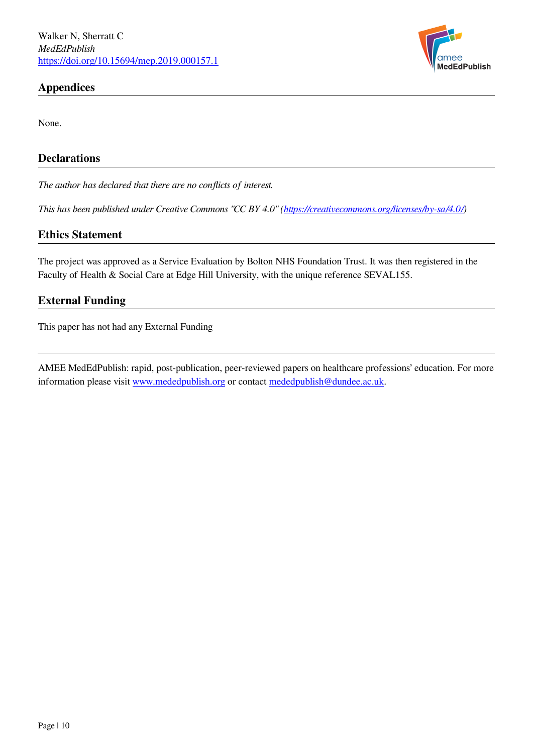## Appendices

None.

## Declarations

*The author has declared that there are no conflicts of interest.*

*This has been published under Creative Commons "CC BY 4.0" (https://creativecommons.org/licenses/by-sa/4.0/)*

## Ethics Statement

The project was approved as a Service Evaluation by Bolton NHS Foundation Trust. It was then registered in the Faculty of Health & Social Care at Edge Hill University, with the unique reference SEVAL155.

## External Funding

This paper has not had any External Funding

---

AMEE MedEdPublish: rapid, post-publication, peer-reviewed papers on healthcare professions' education. For more information please visit www.mededpublish.org or contact mededpublish@dundee.ac.uk.